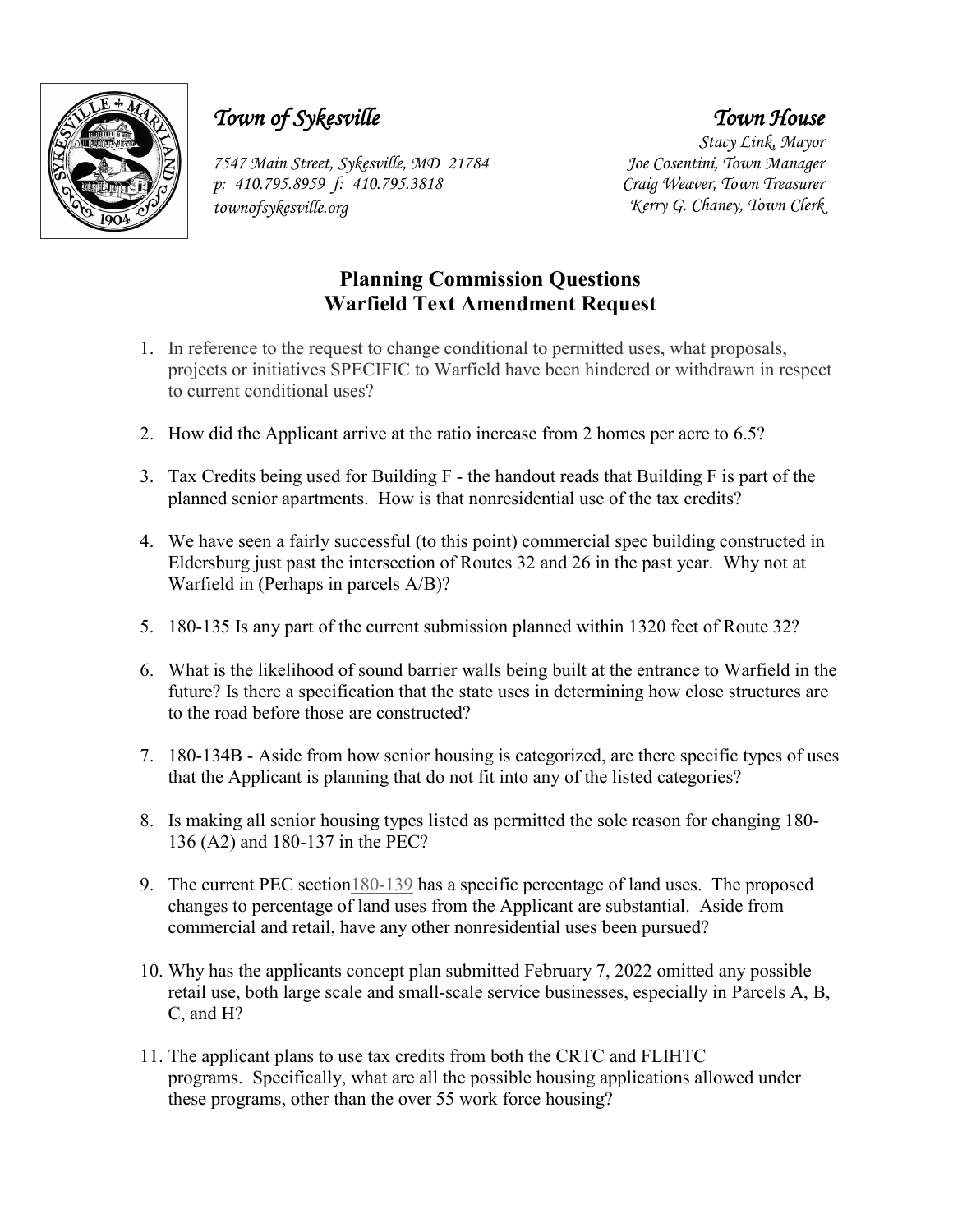*Town of Sykesville*

*7547 Main Street, Sykesville, MD 21784*
*p: 410.795.8959 f: 410.795.3818*
*townofsykesville.org*

*Town House*

*Stacy Link, Mayor*
*Joe Cosentini, Town Manager*
*Craig Weaver, Town Treasurer*
*Kerry G. Chaney, Town Clerk*

## Planning Commission Questions
## Warfield Text Amendment Request

1. In reference to the request to change conditional to permitted uses, what proposals, projects or initiatives SPECIFIC to Warfield have been hindered or withdrawn in respect to current conditional uses?
2. How did the Applicant arrive at the ratio increase from 2 homes per acre to 6.5?
3. Tax Credits being used for Building F - the handout reads that Building F is part of the planned senior apartments. How is that nonresidential use of the tax credits?
4. We have seen a fairly successful (to this point) commercial spec building constructed in Eldersburg just past the intersection of Routes 32 and 26 in the past year. Why not at Warfield in (Perhaps in parcels A/B)?
5. 180-135 Is any part of the current submission planned within 1320 feet of Route 32?
6. What is the likelihood of sound barrier walls being built at the entrance to Warfield in the future? Is there a specification that the state uses in determining how close structures are to the road before those are constructed?
7. 180-134B - Aside from how senior housing is categorized, are there specific types of uses that the Applicant is planning that do not fit into any of the listed categories?
8. Is making all senior housing types listed as permitted the sole reason for changing 180-136 (A2) and 180-137 in the PEC?
9. The current PEC section180-139 has a specific percentage of land uses. The proposed changes to percentage of land uses from the Applicant are substantial. Aside from commercial and retail, have any other nonresidential uses been pursued?
10. Why has the applicants concept plan submitted February 7, 2022 omitted any possible retail use, both large scale and small-scale service businesses, especially in Parcels A, B, C, and H?
11. The applicant plans to use tax credits from both the CRTC and FLIHTC programs. Specifically, what are all the possible housing applications allowed under these programs, other than the over 55 work force housing?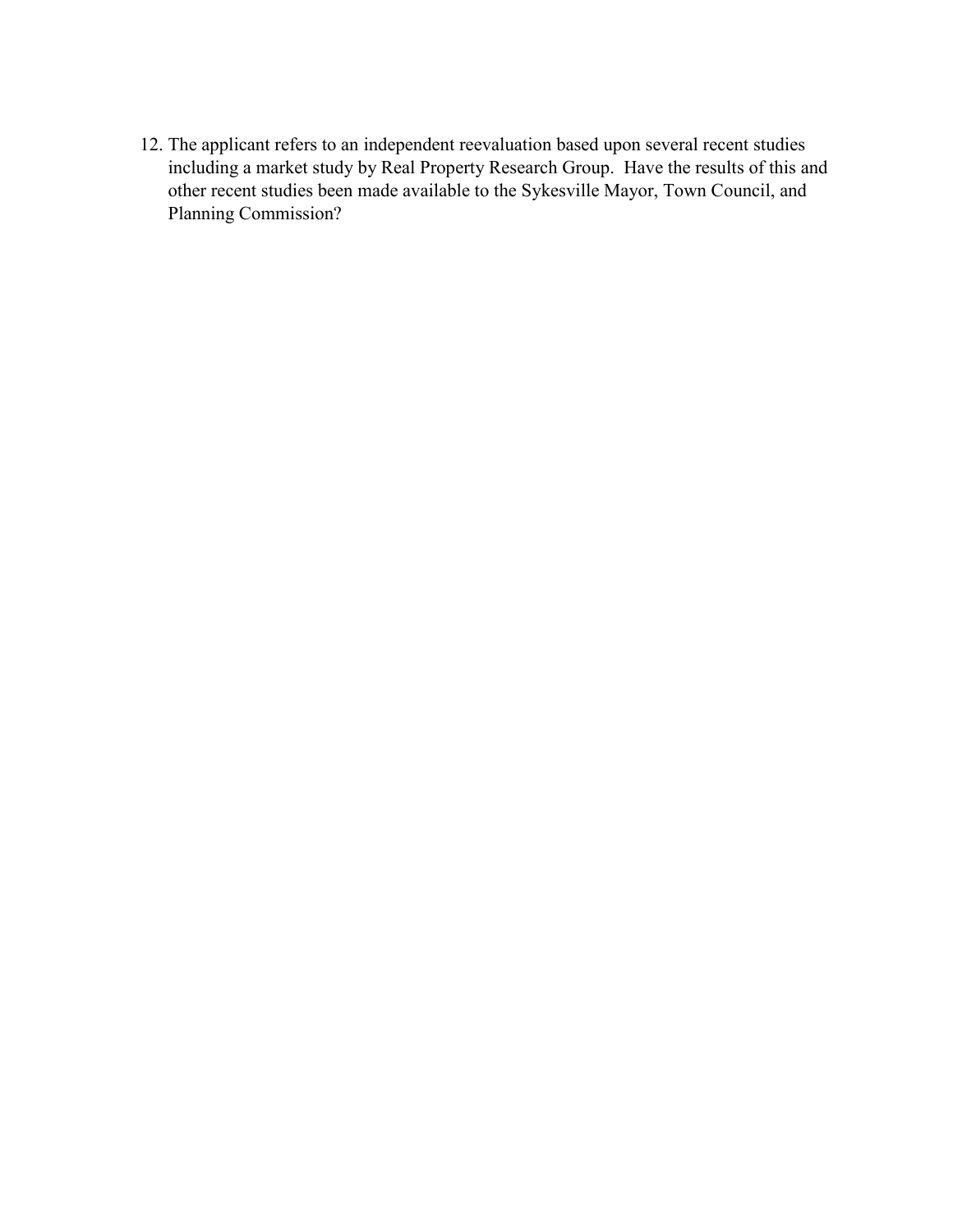12. The applicant refers to an independent reevaluation based upon several recent studies including a market study by Real Property Research Group. Have the results of this and other recent studies been made available to the Sykesville Mayor, Town Council, and Planning Commission?